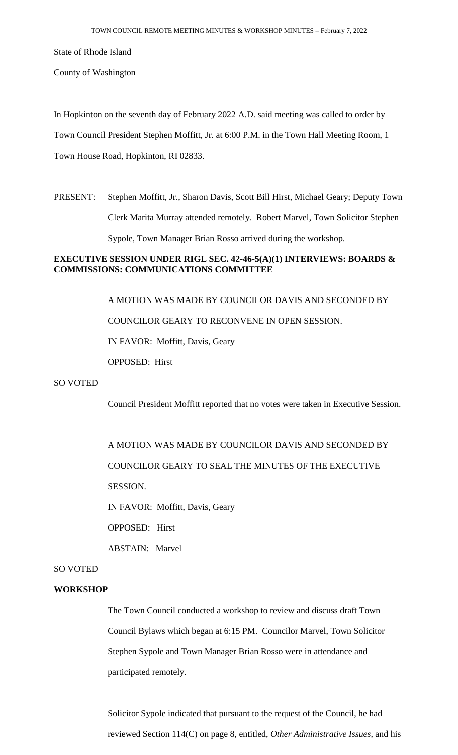State of Rhode Island

County of Washington

In Hopkinton on the seventh day of February 2022 A.D. said meeting was called to order by Town Council President Stephen Moffitt, Jr. at 6:00 P.M. in the Town Hall Meeting Room, 1 Town House Road, Hopkinton, RI 02833.

PRESENT: Stephen Moffitt, Jr., Sharon Davis, Scott Bill Hirst, Michael Geary; Deputy Town Clerk Marita Murray attended remotely. Robert Marvel, Town Solicitor Stephen Sypole, Town Manager Brian Rosso arrived during the workshop.

**EXECUTIVE SESSION UNDER RIGL SEC. 42-46-5(A)(1) INTERVIEWS: BOARDS & COMMISSIONS: COMMUNICATIONS COMMITTEE**

A MOTION WAS MADE BY COUNCILOR DAVIS AND SECONDED BY COUNCILOR GEARY TO RECONVENE IN OPEN SESSION.

IN FAVOR: Moffitt, Davis, Geary

OPPOSED: Hirst

SO VOTED

Council President Moffitt reported that no votes were taken in Executive Session.

A MOTION WAS MADE BY COUNCILOR DAVIS AND SECONDED BY COUNCILOR GEARY TO SEAL THE MINUTES OF THE EXECUTIVE SESSION.

IN FAVOR: Moffitt, Davis, Geary

OPPOSED: Hirst

ABSTAIN: Marvel

SO VOTED

**WORKSHOP**

The Town Council conducted a workshop to review and discuss draft Town Council Bylaws which began at 6:15 PM. Councilor Marvel, Town Solicitor Stephen Sypole and Town Manager Brian Rosso were in attendance and participated remotely.

Solicitor Sypole indicated that pursuant to the request of the Council, he had reviewed Section 114(C) on page 8, entitled, *Other Administrative Issues,* and his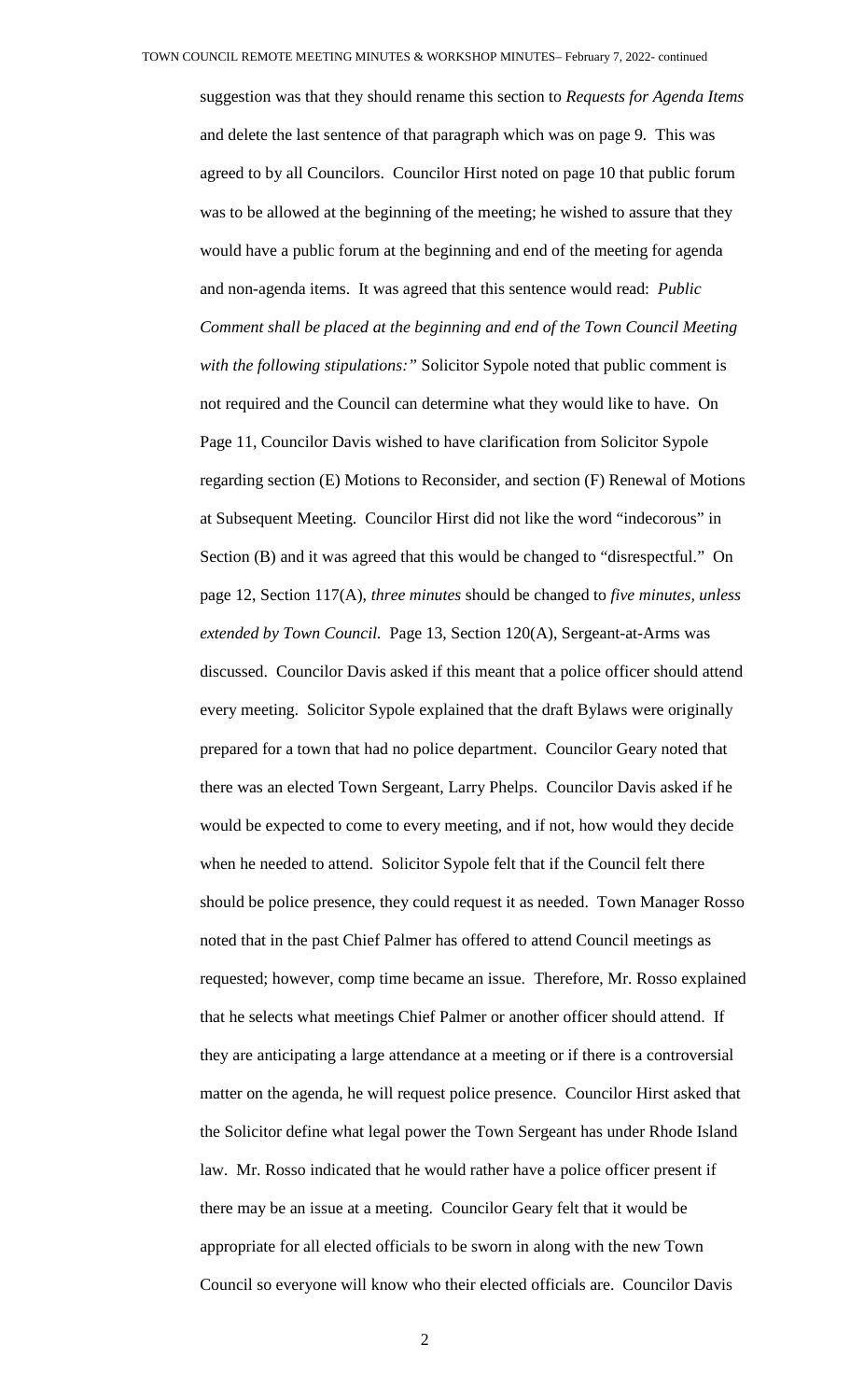suggestion was that they should rename this section to *Requests for Agenda Items* and delete the last sentence of that paragraph which was on page 9. This was agreed to by all Councilors. Councilor Hirst noted on page 10 that public forum was to be allowed at the beginning of the meeting; he wished to assure that they would have a public forum at the beginning and end of the meeting for agenda and non-agenda items. It was agreed that this sentence would read: *Public Comment shall be placed at the beginning and end of the Town Council Meeting with the following stipulations:"* Solicitor Sypole noted that public comment is not required and the Council can determine what they would like to have. On Page 11, Councilor Davis wished to have clarification from Solicitor Sypole regarding section (E) Motions to Reconsider, and section (F) Renewal of Motions at Subsequent Meeting. Councilor Hirst did not like the word "indecorous" in Section (B) and it was agreed that this would be changed to "disrespectful." On page 12, Section 117(A), *three minutes* should be changed to *five minutes, unless extended by Town Council.* Page 13, Section 120(A), Sergeant-at-Arms was discussed. Councilor Davis asked if this meant that a police officer should attend every meeting. Solicitor Sypole explained that the draft Bylaws were originally prepared for a town that had no police department. Councilor Geary noted that there was an elected Town Sergeant, Larry Phelps. Councilor Davis asked if he would be expected to come to every meeting, and if not, how would they decide when he needed to attend. Solicitor Sypole felt that if the Council felt there should be police presence, they could request it as needed. Town Manager Rosso noted that in the past Chief Palmer has offered to attend Council meetings as requested; however, comp time became an issue. Therefore, Mr. Rosso explained that he selects what meetings Chief Palmer or another officer should attend. If they are anticipating a large attendance at a meeting or if there is a controversial matter on the agenda, he will request police presence. Councilor Hirst asked that the Solicitor define what legal power the Town Sergeant has under Rhode Island law. Mr. Rosso indicated that he would rather have a police officer present if there may be an issue at a meeting. Councilor Geary felt that it would be appropriate for all elected officials to be sworn in along with the new Town Council so everyone will know who their elected officials are. Councilor Davis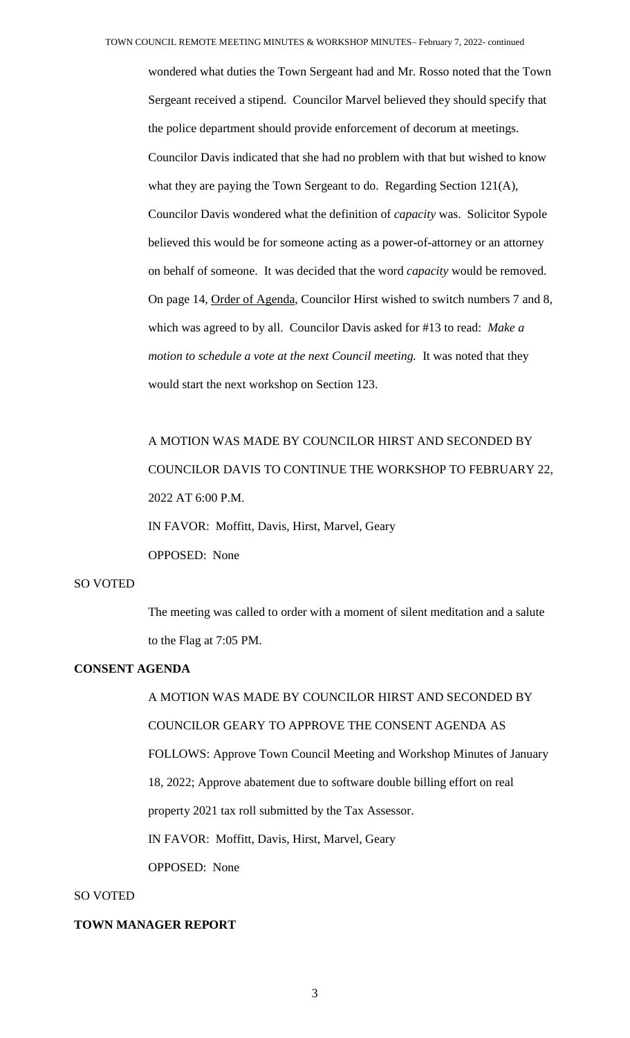wondered what duties the Town Sergeant had and Mr. Rosso noted that the Town Sergeant received a stipend. Councilor Marvel believed they should specify that the police department should provide enforcement of decorum at meetings. Councilor Davis indicated that she had no problem with that but wished to know what they are paying the Town Sergeant to do. Regarding Section 121(A), Councilor Davis wondered what the definition of *capacity* was. Solicitor Sypole believed this would be for someone acting as a power-of-attorney or an attorney on behalf of someone. It was decided that the word *capacity* would be removed. On page 14, Order of Agenda, Councilor Hirst wished to switch numbers 7 and 8, which was agreed to by all. Councilor Davis asked for #13 to read: *Make a motion to schedule a vote at the next Council meeting.* It was noted that they would start the next workshop on Section 123.

A MOTION WAS MADE BY COUNCILOR HIRST AND SECONDED BY COUNCILOR DAVIS TO CONTINUE THE WORKSHOP TO FEBRUARY 22, 2022 AT 6:00 P.M.

IN FAVOR: Moffitt, Davis, Hirst, Marvel, Geary

OPPOSED: None

SO VOTED

The meeting was called to order with a moment of silent meditation and a salute to the Flag at 7:05 PM.

**CONSENT AGENDA**

A MOTION WAS MADE BY COUNCILOR HIRST AND SECONDED BY COUNCILOR GEARY TO APPROVE THE CONSENT AGENDA AS FOLLOWS: Approve Town Council Meeting and Workshop Minutes of January 18, 2022; Approve abatement due to software double billing effort on real property 2021 tax roll submitted by the Tax Assessor.

IN FAVOR: Moffitt, Davis, Hirst, Marvel, Geary

OPPOSED: None

SO VOTED

**TOWN MANAGER REPORT**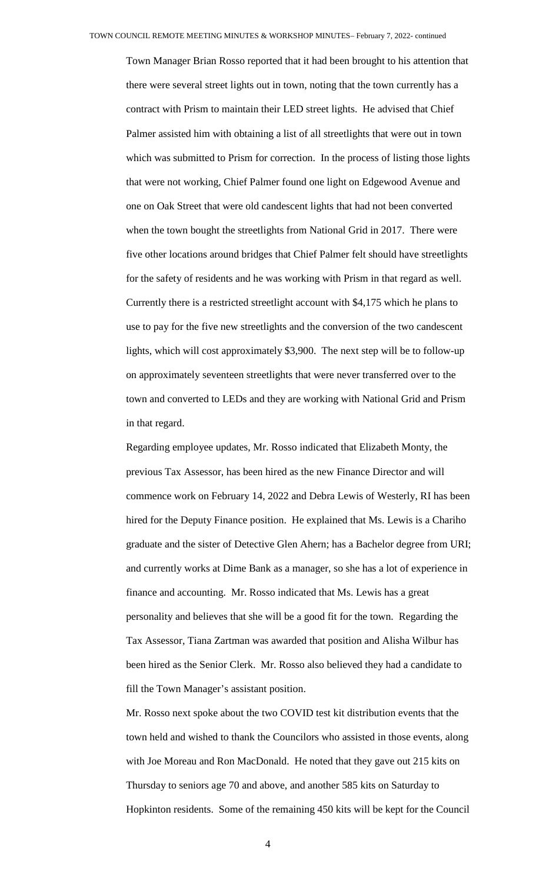Town Manager Brian Rosso reported that it had been brought to his attention that there were several street lights out in town, noting that the town currently has a contract with Prism to maintain their LED street lights. He advised that Chief Palmer assisted him with obtaining a list of all streetlights that were out in town which was submitted to Prism for correction. In the process of listing those lights that were not working, Chief Palmer found one light on Edgewood Avenue and one on Oak Street that were old candescent lights that had not been converted when the town bought the streetlights from National Grid in 2017. There were five other locations around bridges that Chief Palmer felt should have streetlights for the safety of residents and he was working with Prism in that regard as well. Currently there is a restricted streetlight account with $4,175 which he plans to use to pay for the five new streetlights and the conversion of the two candescent lights, which will cost approximately $3,900. The next step will be to follow-up on approximately seventeen streetlights that were never transferred over to the town and converted to LEDs and they are working with National Grid and Prism in that regard.

Regarding employee updates, Mr. Rosso indicated that Elizabeth Monty, the previous Tax Assessor, has been hired as the new Finance Director and will commence work on February 14, 2022 and Debra Lewis of Westerly, RI has been hired for the Deputy Finance position. He explained that Ms. Lewis is a Chariho graduate and the sister of Detective Glen Ahern; has a Bachelor degree from URI; and currently works at Dime Bank as a manager, so she has a lot of experience in finance and accounting. Mr. Rosso indicated that Ms. Lewis has a great personality and believes that she will be a good fit for the town. Regarding the Tax Assessor, Tiana Zartman was awarded that position and Alisha Wilbur has been hired as the Senior Clerk. Mr. Rosso also believed they had a candidate to fill the Town Manager's assistant position.

Mr. Rosso next spoke about the two COVID test kit distribution events that the town held and wished to thank the Councilors who assisted in those events, along with Joe Moreau and Ron MacDonald. He noted that they gave out 215 kits on Thursday to seniors age 70 and above, and another 585 kits on Saturday to Hopkinton residents. Some of the remaining 450 kits will be kept for the Council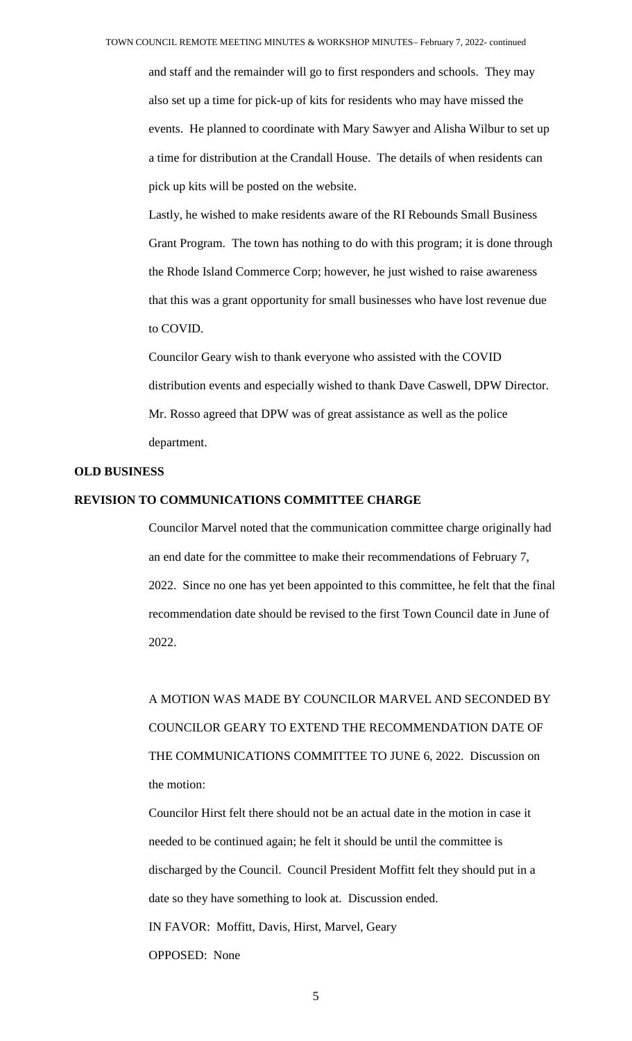and staff and the remainder will go to first responders and schools. They may also set up a time for pick-up of kits for residents who may have missed the events. He planned to coordinate with Mary Sawyer and Alisha Wilbur to set up a time for distribution at the Crandall House. The details of when residents can pick up kits will be posted on the website.

Lastly, he wished to make residents aware of the RI Rebounds Small Business Grant Program. The town has nothing to do with this program; it is done through the Rhode Island Commerce Corp; however, he just wished to raise awareness that this was a grant opportunity for small businesses who have lost revenue due to COVID.

Councilor Geary wish to thank everyone who assisted with the COVID distribution events and especially wished to thank Dave Caswell, DPW Director. Mr. Rosso agreed that DPW was of great assistance as well as the police department.

**OLD BUSINESS**

**REVISION TO COMMUNICATIONS COMMITTEE CHARGE**

Councilor Marvel noted that the communication committee charge originally had an end date for the committee to make their recommendations of February 7, 2022. Since no one has yet been appointed to this committee, he felt that the final recommendation date should be revised to the first Town Council date in June of 2022.

A MOTION WAS MADE BY COUNCILOR MARVEL AND SECONDED BY COUNCILOR GEARY TO EXTEND THE RECOMMENDATION DATE OF THE COMMUNICATIONS COMMITTEE TO JUNE 6, 2022. Discussion on the motion:

Councilor Hirst felt there should not be an actual date in the motion in case it needed to be continued again; he felt it should be until the committee is discharged by the Council. Council President Moffitt felt they should put in a date so they have something to look at. Discussion ended.

IN FAVOR: Moffitt, Davis, Hirst, Marvel, Geary

OPPOSED: None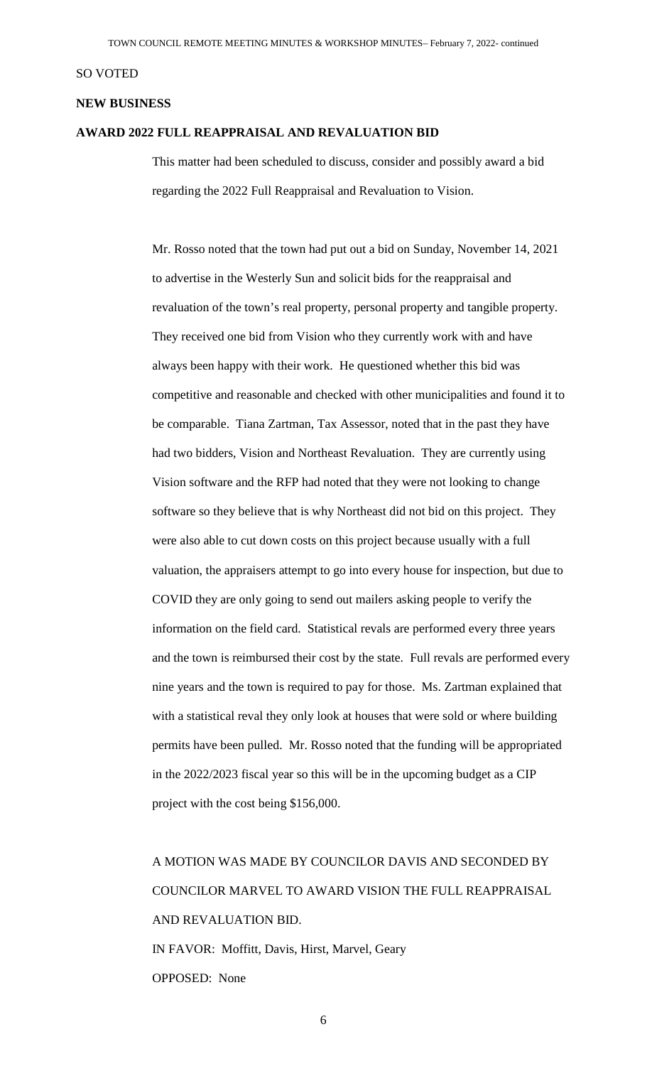SO VOTED

## NEW BUSINESS

### AWARD 2022 FULL REAPPRAISAL AND REVALUATION BID

This matter had been scheduled to discuss, consider and possibly award a bid regarding the 2022 Full Reappraisal and Revaluation to Vision.

Mr. Rosso noted that the town had put out a bid on Sunday, November 14, 2021 to advertise in the Westerly Sun and solicit bids for the reappraisal and revaluation of the town's real property, personal property and tangible property. They received one bid from Vision who they currently work with and have always been happy with their work. He questioned whether this bid was competitive and reasonable and checked with other municipalities and found it to be comparable. Tiana Zartman, Tax Assessor, noted that in the past they have had two bidders, Vision and Northeast Revaluation. They are currently using Vision software and the RFP had noted that they were not looking to change software so they believe that is why Northeast did not bid on this project. They were also able to cut down costs on this project because usually with a full valuation, the appraisers attempt to go into every house for inspection, but due to COVID they are only going to send out mailers asking people to verify the information on the field card. Statistical revals are performed every three years and the town is reimbursed their cost by the state. Full revals are performed every nine years and the town is required to pay for those. Ms. Zartman explained that with a statistical reval they only look at houses that were sold or where building permits have been pulled. Mr. Rosso noted that the funding will be appropriated in the 2022/2023 fiscal year so this will be in the upcoming budget as a CIP project with the cost being $156,000.

A MOTION WAS MADE BY COUNCILOR DAVIS AND SECONDED BY COUNCILOR MARVEL TO AWARD VISION THE FULL REAPPRAISAL AND REVALUATION BID.

IN FAVOR: Moffitt, Davis, Hirst, Marvel, Geary

OPPOSED: None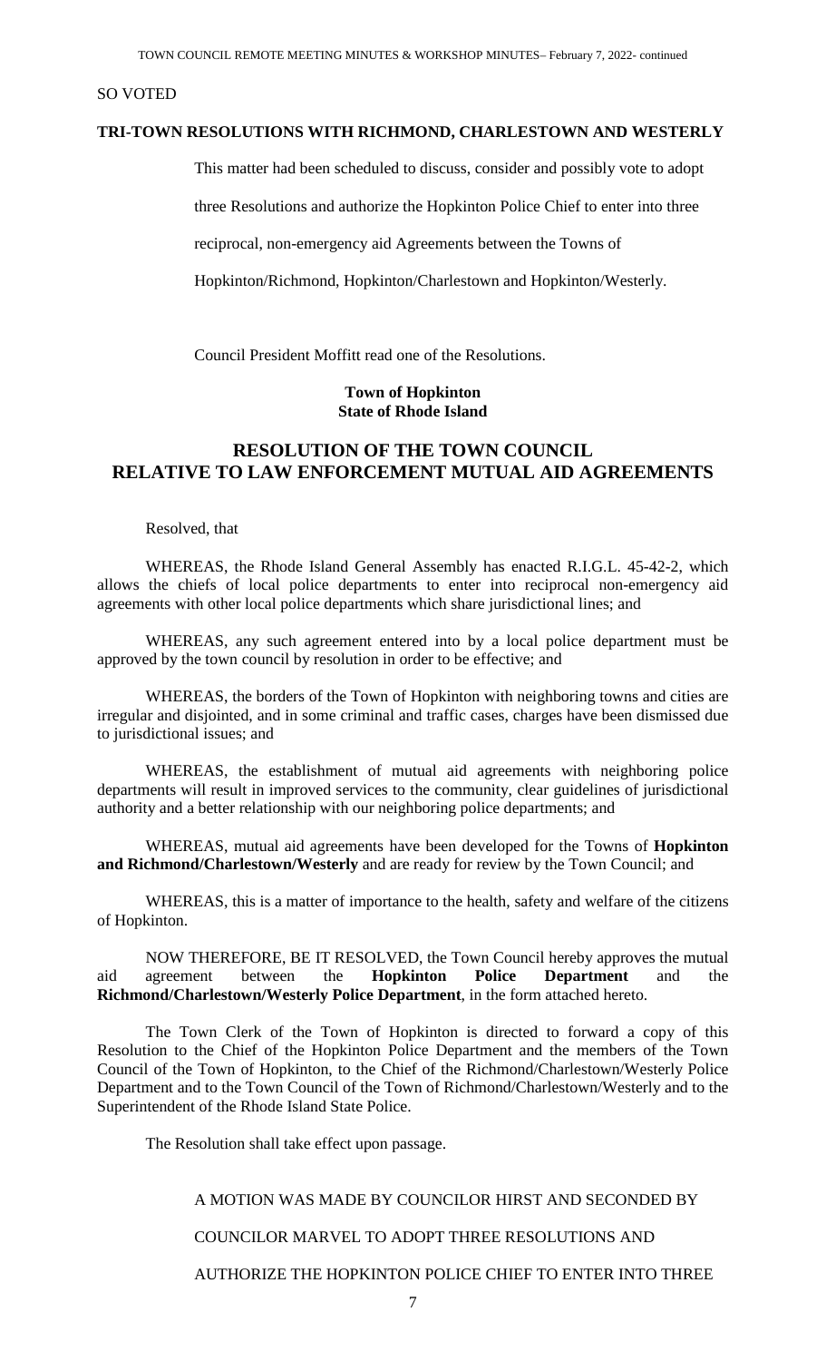SO VOTED

**TRI-TOWN RESOLUTIONS WITH RICHMOND, CHARLESTOWN AND WESTERLY**

This matter had been scheduled to discuss, consider and possibly vote to adopt three Resolutions and authorize the Hopkinton Police Chief to enter into three reciprocal, non-emergency aid Agreements between the Towns of Hopkinton/Richmond, Hopkinton/Charlestown and Hopkinton/Westerly.

Council President Moffitt read one of the Resolutions.

**Town of Hopkinton**
**State of Rhode Island**

## RESOLUTION OF THE TOWN COUNCIL RELATIVE TO LAW ENFORCEMENT MUTUAL AID AGREEMENTS

Resolved, that

WHEREAS, the Rhode Island General Assembly has enacted R.I.G.L. 45-42-2, which allows the chiefs of local police departments to enter into reciprocal non-emergency aid agreements with other local police departments which share jurisdictional lines; and

WHEREAS, any such agreement entered into by a local police department must be approved by the town council by resolution in order to be effective; and

WHEREAS, the borders of the Town of Hopkinton with neighboring towns and cities are irregular and disjointed, and in some criminal and traffic cases, charges have been dismissed due to jurisdictional issues; and

WHEREAS, the establishment of mutual aid agreements with neighboring police departments will result in improved services to the community, clear guidelines of jurisdictional authority and a better relationship with our neighboring police departments; and

WHEREAS, mutual aid agreements have been developed for the Towns of **Hopkinton and Richmond/Charlestown/Westerly** and are ready for review by the Town Council; and

WHEREAS, this is a matter of importance to the health, safety and welfare of the citizens of Hopkinton.

NOW THEREFORE, BE IT RESOLVED, the Town Council hereby approves the mutual aid agreement between the **Hopkinton Police Department** and the **Richmond/Charlestown/Westerly Police Department**, in the form attached hereto.

The Town Clerk of the Town of Hopkinton is directed to forward a copy of this Resolution to the Chief of the Hopkinton Police Department and the members of the Town Council of the Town of Hopkinton, to the Chief of the Richmond/Charlestown/Westerly Police Department and to the Town Council of the Town of Richmond/Charlestown/Westerly and to the Superintendent of the Rhode Island State Police.

The Resolution shall take effect upon passage.

A MOTION WAS MADE BY COUNCILOR HIRST AND SECONDED BY COUNCILOR MARVEL TO ADOPT THREE RESOLUTIONS AND AUTHORIZE THE HOPKINTON POLICE CHIEF TO ENTER INTO THREE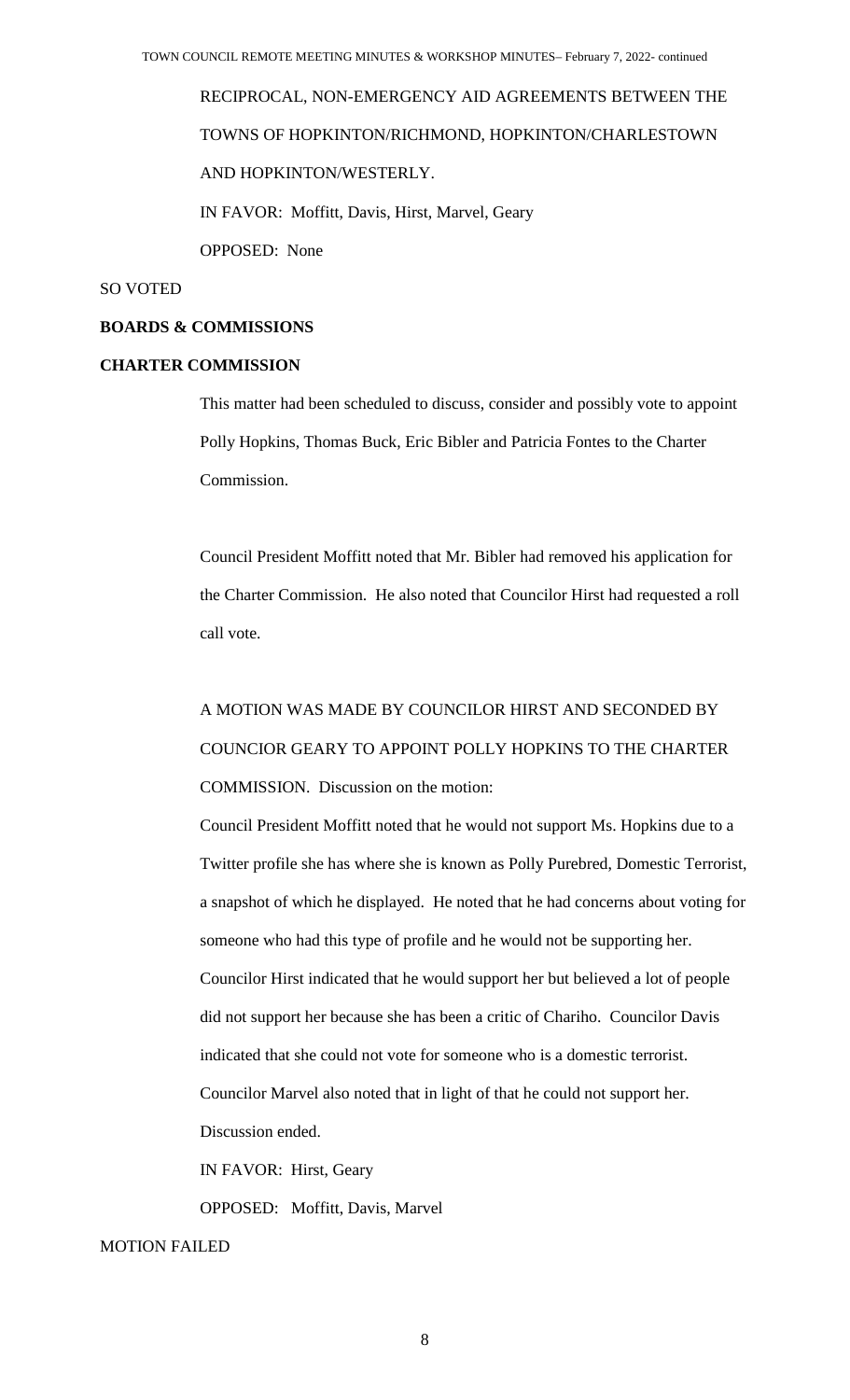RECIPROCAL, NON-EMERGENCY AID AGREEMENTS BETWEEN THE TOWNS OF HOPKINTON/RICHMOND, HOPKINTON/CHARLESTOWN AND HOPKINTON/WESTERLY.

IN FAVOR: Moffitt, Davis, Hirst, Marvel, Geary

OPPOSED: None

SO VOTED

**BOARDS & COMMISSIONS**

**CHARTER COMMISSION**

This matter had been scheduled to discuss, consider and possibly vote to appoint Polly Hopkins, Thomas Buck, Eric Bibler and Patricia Fontes to the Charter Commission.

Council President Moffitt noted that Mr. Bibler had removed his application for the Charter Commission. He also noted that Councilor Hirst had requested a roll call vote.

A MOTION WAS MADE BY COUNCILOR HIRST AND SECONDED BY COUNCIOR GEARY TO APPOINT POLLY HOPKINS TO THE CHARTER COMMISSION. Discussion on the motion:

Council President Moffitt noted that he would not support Ms. Hopkins due to a Twitter profile she has where she is known as Polly Purebred, Domestic Terrorist, a snapshot of which he displayed. He noted that he had concerns about voting for someone who had this type of profile and he would not be supporting her. Councilor Hirst indicated that he would support her but believed a lot of people did not support her because she has been a critic of Chariho. Councilor Davis indicated that she could not vote for someone who is a domestic terrorist. Councilor Marvel also noted that in light of that he could not support her. Discussion ended.

IN FAVOR: Hirst, Geary

OPPOSED: Moffitt, Davis, Marvel

MOTION FAILED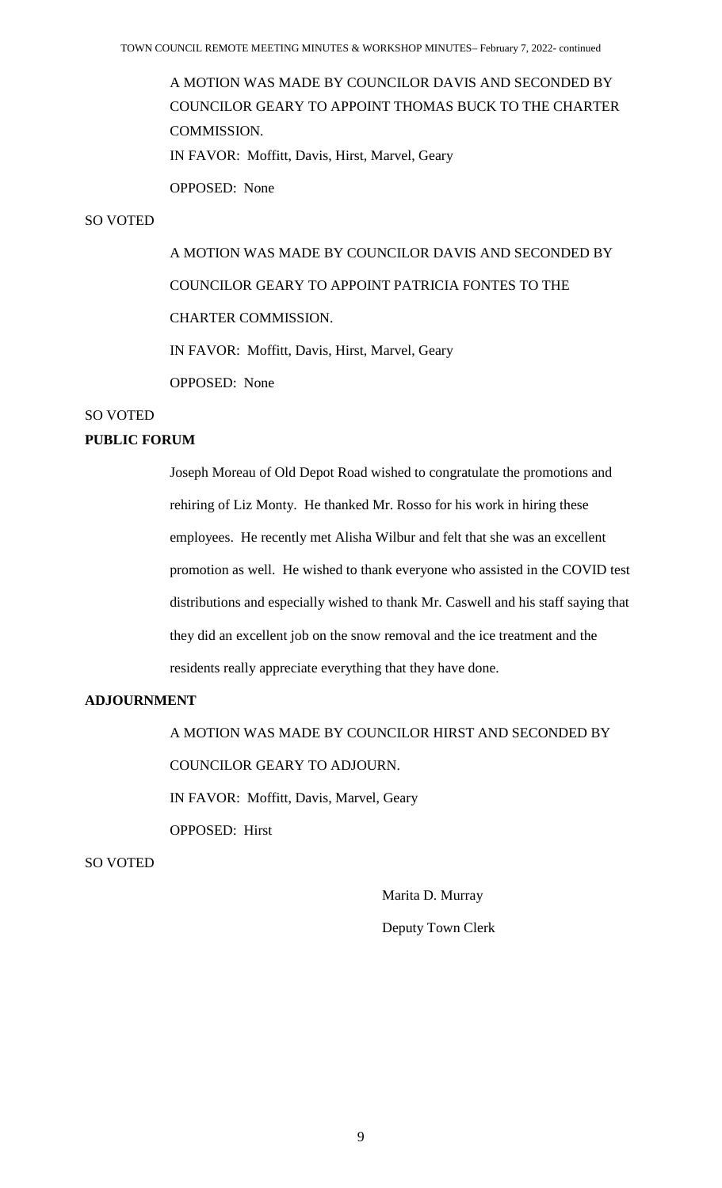A MOTION WAS MADE BY COUNCILOR DAVIS AND SECONDED BY COUNCILOR GEARY TO APPOINT THOMAS BUCK TO THE CHARTER COMMISSION.

IN FAVOR: Moffitt, Davis, Hirst, Marvel, Geary

OPPOSED: None

SO VOTED

A MOTION WAS MADE BY COUNCILOR DAVIS AND SECONDED BY COUNCILOR GEARY TO APPOINT PATRICIA FONTES TO THE CHARTER COMMISSION.

IN FAVOR: Moffitt, Davis, Hirst, Marvel, Geary

OPPOSED: None

SO VOTED

**PUBLIC FORUM**

Joseph Moreau of Old Depot Road wished to congratulate the promotions and rehiring of Liz Monty. He thanked Mr. Rosso for his work in hiring these employees. He recently met Alisha Wilbur and felt that she was an excellent promotion as well. He wished to thank everyone who assisted in the COVID test distributions and especially wished to thank Mr. Caswell and his staff saying that they did an excellent job on the snow removal and the ice treatment and the residents really appreciate everything that they have done.

**ADJOURNMENT**

A MOTION WAS MADE BY COUNCILOR HIRST AND SECONDED BY COUNCILOR GEARY TO ADJOURN.

IN FAVOR: Moffitt, Davis, Marvel, Geary

OPPOSED: Hirst

SO VOTED

Marita D. Murray

Deputy Town Clerk